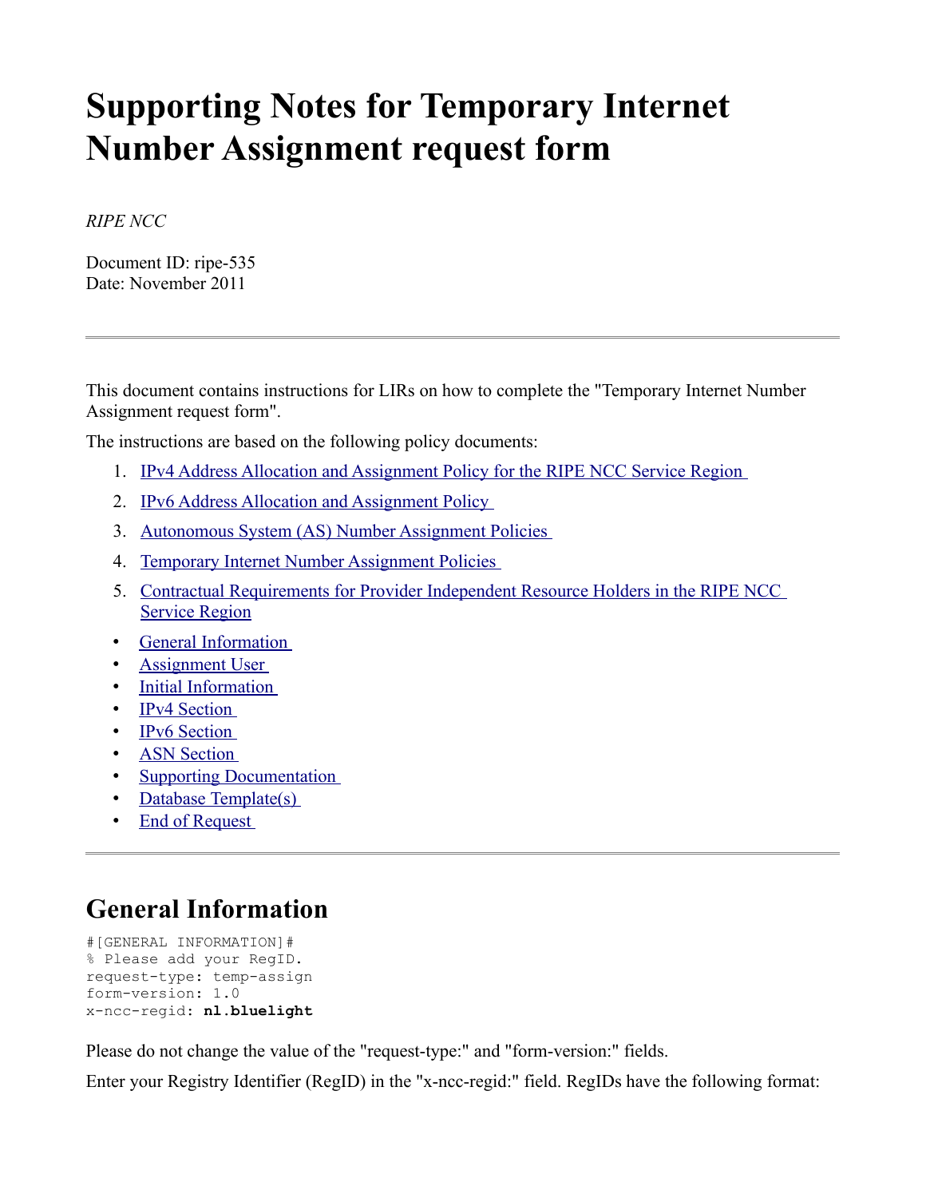# Supporting Notes for Temporary Internet Number Assignment request form

*RIPE NCC*

Document ID: ripe-535
Date: November 2011

---

This document contains instructions for LIRs on how to complete the "Temporary Internet Number Assignment request form".

The instructions are based on the following policy documents:

1. IPv4 Address Allocation and Assignment Policy for the RIPE NCC Service Region
2. IPv6 Address Allocation and Assignment Policy
3. Autonomous System (AS) Number Assignment Policies
4. Temporary Internet Number Assignment Policies
5. Contractual Requirements for Provider Independent Resource Holders in the RIPE NCC Service Region

- General Information
- Assignment User
- Initial Information
- IPv4 Section
- IPv6 Section
- ASN Section
- Supporting Documentation
- Database Template(s)
- End of Request

---

## General Information

```
#[GENERAL INFORMATION]#
% Please add your RegID.
request-type: temp-assign
form-version: 1.0
x-ncc-regid: nl.bluelight
```

Please do not change the value of the "request-type:" and "form-version:" fields.

Enter your Registry Identifier (RegID) in the "x-ncc-regid:" field. RegIDs have the following format: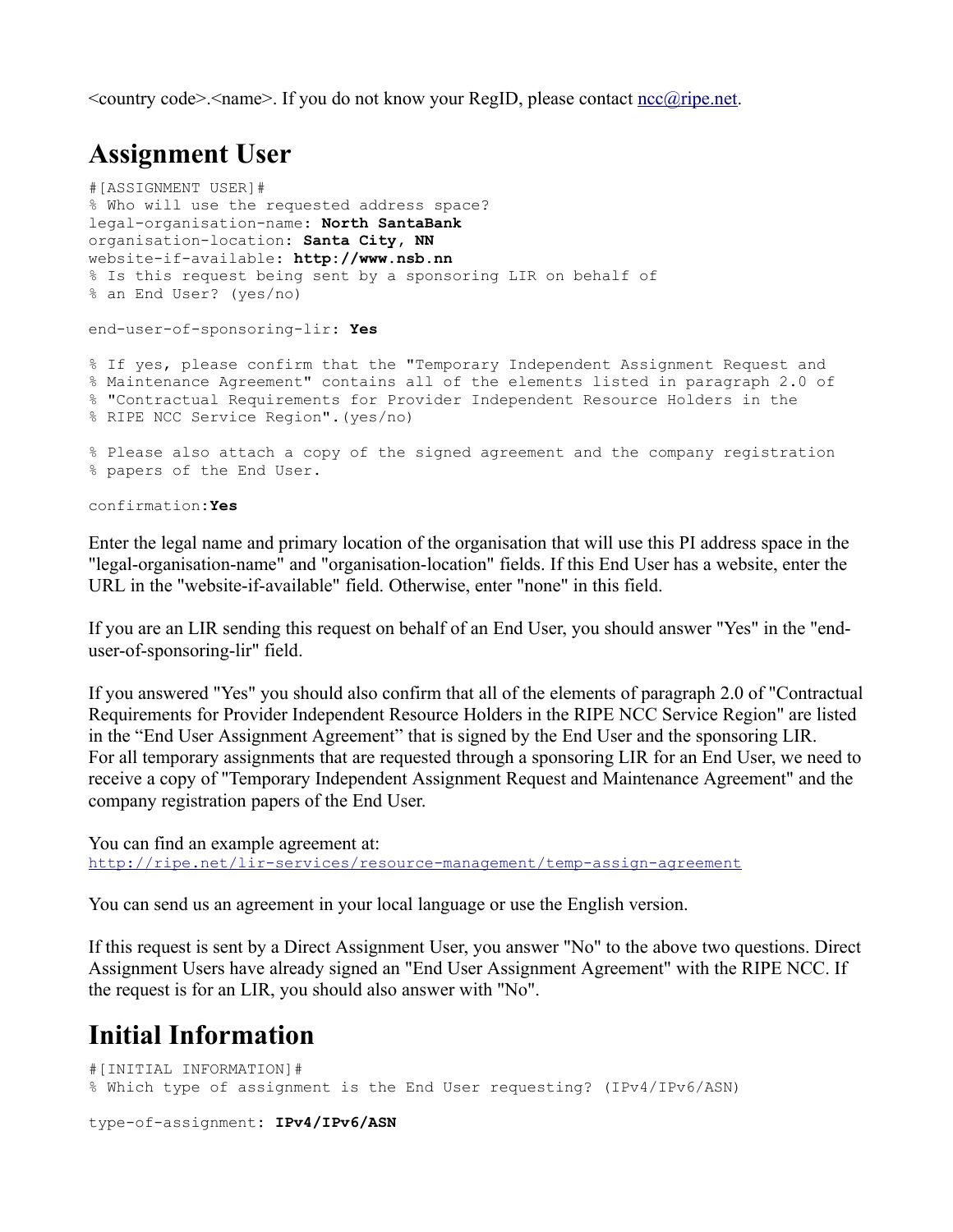<country code>.<name>. If you do not know your RegID, please contact ncc@ripe.net.

# Assignment User

```
#[ASSIGNMENT USER]#
% Who will use the requested address space?
legal-organisation-name: North SantaBank
organisation-location: Santa City, NN
website-if-available: http://www.nsb.nn
% Is this request being sent by a sponsoring LIR on behalf of
% an End User? (yes/no)

end-user-of-sponsoring-lir: Yes

% If yes, please confirm that the "Temporary Independent Assignment Request and
% Maintenance Agreement" contains all of the elements listed in paragraph 2.0 of
% "Contractual Requirements for Provider Independent Resource Holders in the
% RIPE NCC Service Region".(yes/no)

% Please also attach a copy of the signed agreement and the company registration
% papers of the End User.

confirmation:Yes
```

Enter the legal name and primary location of the organisation that will use this PI address space in the "legal-organisation-name" and "organisation-location" fields. If this End User has a website, enter the URL in the "website-if-available" field. Otherwise, enter "none" in this field.

If you are an LIR sending this request on behalf of an End User, you should answer "Yes" in the "end-user-of-sponsoring-lir" field.

If you answered "Yes" you should also confirm that all of the elements of paragraph 2.0 of "Contractual Requirements for Provider Independent Resource Holders in the RIPE NCC Service Region" are listed in the “End User Assignment Agreement” that is signed by the End User and the sponsoring LIR.
For all temporary assignments that are requested through a sponsoring LIR for an End User, we need to receive a copy of "Temporary Independent Assignment Request and Maintenance Agreement" and the company registration papers of the End User.

You can find an example agreement at:
http://ripe.net/lir-services/resource-management/temp-assign-agreement

You can send us an agreement in your local language or use the English version.

If this request is sent by a Direct Assignment User, you answer "No" to the above two questions. Direct Assignment Users have already signed an "End User Assignment Agreement" with the RIPE NCC. If the request is for an LIR, you should also answer with "No".

# Initial Information

```
#[INITIAL INFORMATION]#
% Which type of assignment is the End User requesting? (IPv4/IPv6/ASN)

type-of-assignment: IPv4/IPv6/ASN
```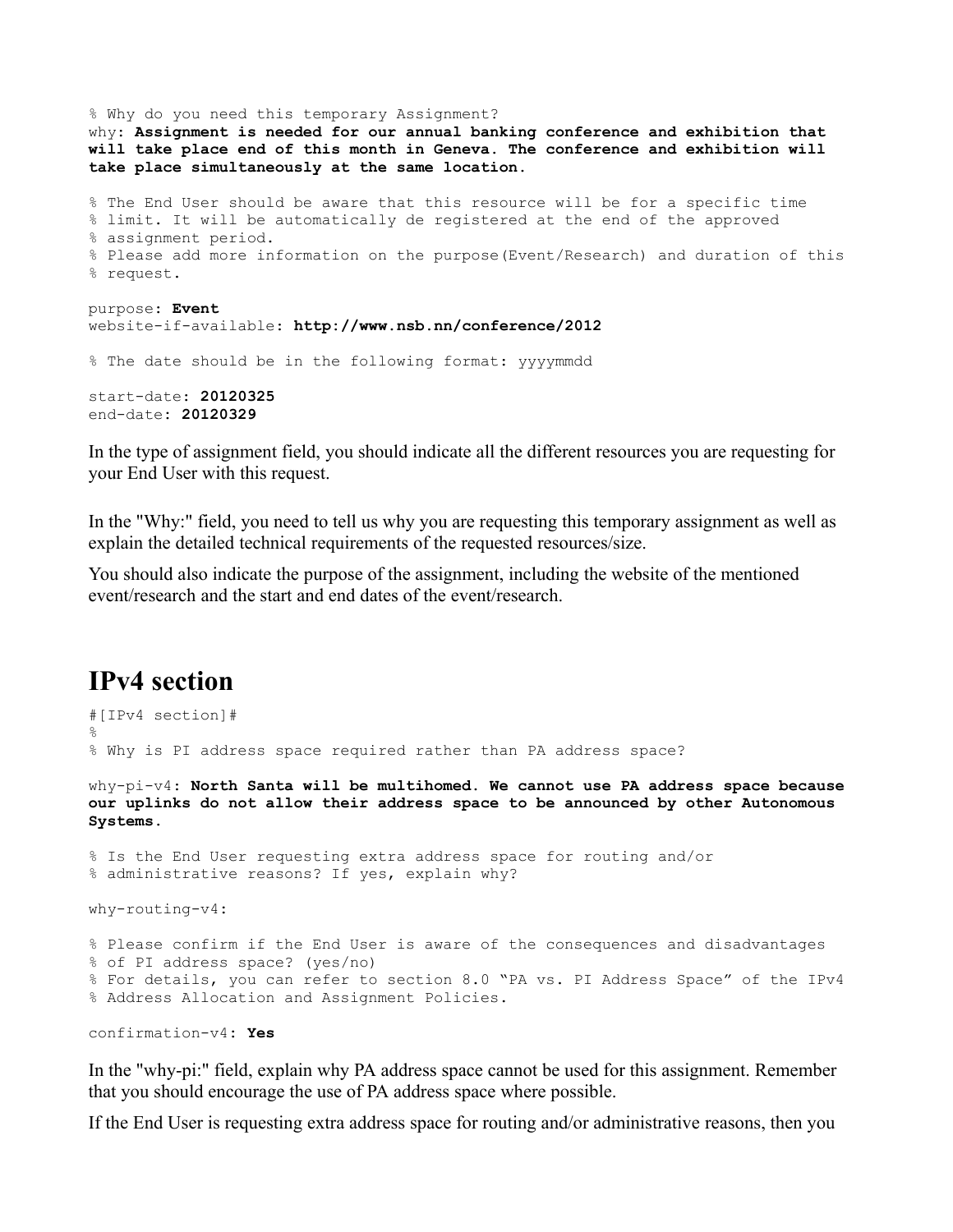```
% Why do you need this temporary Assignment?
why: Assignment is needed for our annual banking conference and exhibition that
will take place end of this month in Geneva. The conference and exhibition will
take place simultaneously at the same location.

% The End User should be aware that this resource will be for a specific time
% limit. It will be automatically de registered at the end of the approved
% assignment period.
% Please add more information on the purpose(Event/Research) and duration of this
% request.

purpose: Event
website-if-available: http://www.nsb.nn/conference/2012

% The date should be in the following format: yyyymmdd

start-date: 20120325
end-date: 20120329
```

In the type of assignment field, you should indicate all the different resources you are requesting for your End User with this request.

In the "Why:" field, you need to tell us why you are requesting this temporary assignment as well as explain the detailed technical requirements of the requested resources/size.

You should also indicate the purpose of the assignment, including the website of the mentioned event/research and the start and end dates of the event/research.

# IPv4 section

```
#[IPv4 section]#
%
% Why is PI address space required rather than PA address space?

why-pi-v4: North Santa will be multihomed. We cannot use PA address space because
our uplinks do not allow their address space to be announced by other Autonomous
Systems.

% Is the End User requesting extra address space for routing and/or
% administrative reasons? If yes, explain why?

why-routing-v4:

% Please confirm if the End User is aware of the consequences and disadvantages
% of PI address space? (yes/no)
% For details, you can refer to section 8.0 "PA vs. PI Address Space" of the IPv4
% Address Allocation and Assignment Policies.

confirmation-v4: Yes
```

In the "why-pi:" field, explain why PA address space cannot be used for this assignment. Remember that you should encourage the use of PA address space where possible.

If the End User is requesting extra address space for routing and/or administrative reasons, then you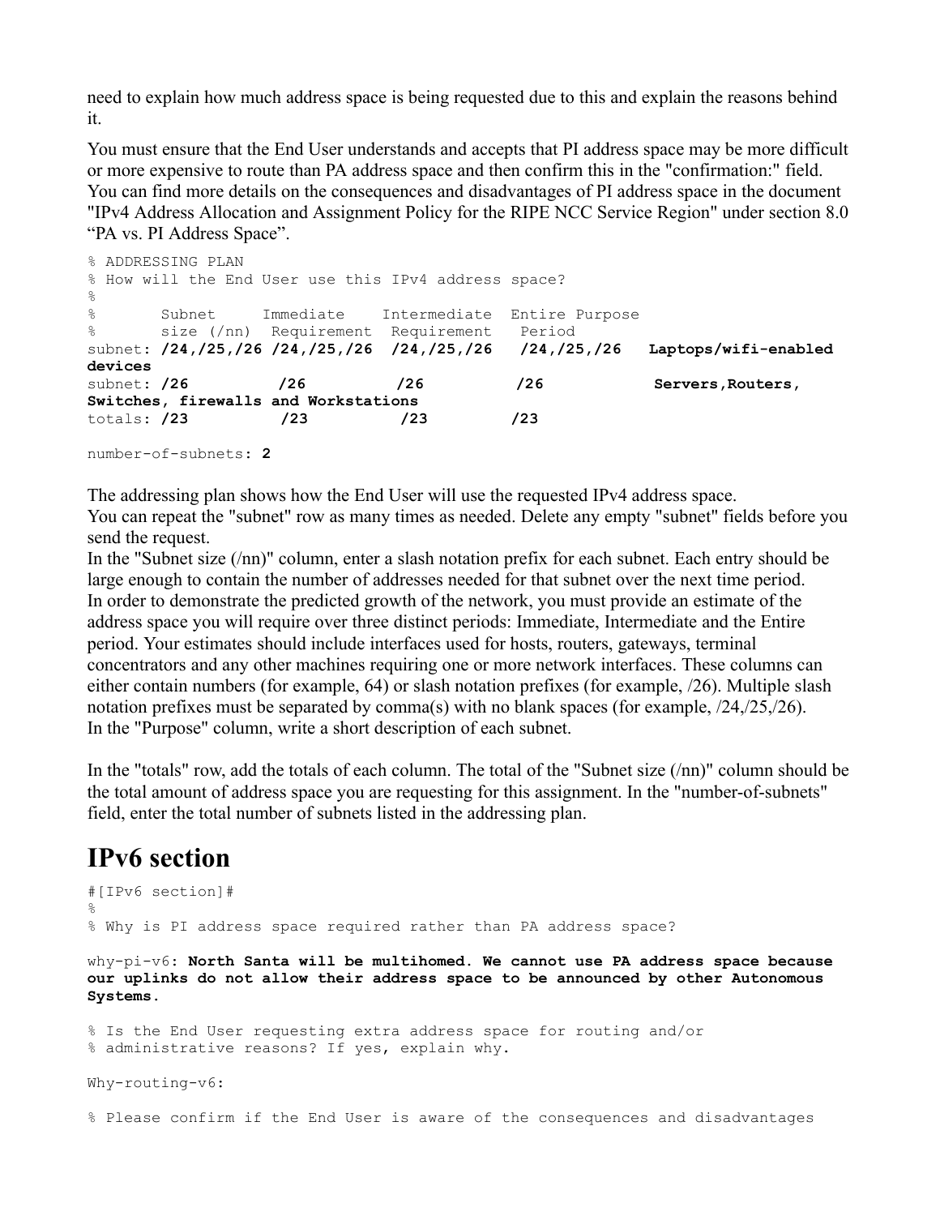need to explain how much address space is being requested due to this and explain the reasons behind it.

You must ensure that the End User understands and accepts that PI address space may be more difficult or more expensive to route than PA address space and then confirm this in the "confirmation:" field. You can find more details on the consequences and disadvantages of PI address space in the document "IPv4 Address Allocation and Assignment Policy for the RIPE NCC Service Region" under section 8.0 “PA vs. PI Address Space”.

```
% ADDRESSING PLAN
% How will the End User use this IPv4 address space?
%
%       Subnet     Immediate    Intermediate  Entire Purpose
%       size (/nn)  Requirement  Requirement   Period
subnet: /24,/25,/26 /24,/25,/26  /24,/25,/26   /24,/25,/26   Laptops/wifi-enabled devices
subnet: /26         /26          /26           /26            Servers,Routers, Switches, firewalls and Workstations
totals: /23         /23          /23          /23

number-of-subnets: 2
```

The addressing plan shows how the End User will use the requested IPv4 address space.
You can repeat the "subnet" row as many times as needed. Delete any empty "subnet" fields before you send the request.
In the "Subnet size (/nn)" column, enter a slash notation prefix for each subnet. Each entry should be large enough to contain the number of addresses needed for that subnet over the next time period.
In order to demonstrate the predicted growth of the network, you must provide an estimate of the address space you will require over three distinct periods: Immediate, Intermediate and the Entire period. Your estimates should include interfaces used for hosts, routers, gateways, terminal concentrators and any other machines requiring one or more network interfaces. These columns can either contain numbers (for example, 64) or slash notation prefixes (for example, /26). Multiple slash notation prefixes must be separated by comma(s) with no blank spaces (for example, /24,/25,/26).
In the "Purpose" column, write a short description of each subnet.

In the "totals" row, add the totals of each column. The total of the "Subnet size (/nn)" column should be the total amount of address space you are requesting for this assignment. In the "number-of-subnets" field, enter the total number of subnets listed in the addressing plan.

# IPv6 section

```
#[IPv6 section]#
%
% Why is PI address space required rather than PA address space?

why-pi-v6: North Santa will be multihomed. We cannot use PA address space because our uplinks do not allow their address space to be announced by other Autonomous Systems.

% Is the End User requesting extra address space for routing and/or
% administrative reasons? If yes, explain why.

Why-routing-v6:

% Please confirm if the End User is aware of the consequences and disadvantages
```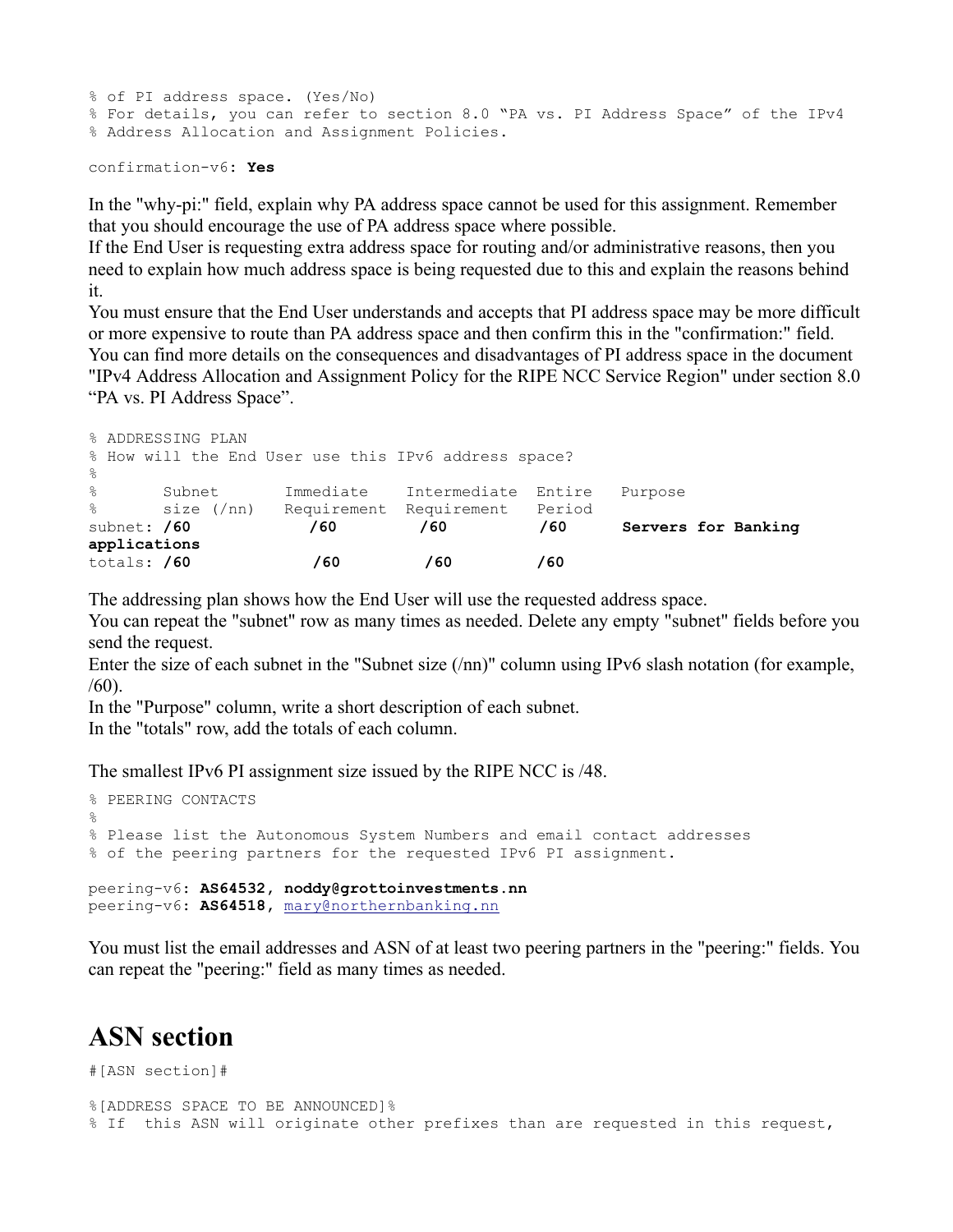```
% of PI address space. (Yes/No)
% For details, you can refer to section 8.0 "PA vs. PI Address Space" of the IPv4
% Address Allocation and Assignment Policies.

confirmation-v6: Yes
```

In the "why-pi:" field, explain why PA address space cannot be used for this assignment. Remember that you should encourage the use of PA address space where possible.
If the End User is requesting extra address space for routing and/or administrative reasons, then you need to explain how much address space is being requested due to this and explain the reasons behind it.
You must ensure that the End User understands and accepts that PI address space may be more difficult or more expensive to route than PA address space and then confirm this in the "confirmation:" field.
You can find more details on the consequences and disadvantages of PI address space in the document "IPv4 Address Allocation and Assignment Policy for the RIPE NCC Service Region" under section 8.0 "PA vs. PI Address Space".

```
% ADDRESSING PLAN
% How will the End User use this IPv6 address space?
%
%       Subnet       Immediate    Intermediate  Entire   Purpose
%       size (/nn)   Requirement  Requirement   Period
subnet: /60            /60         /60           /60      Servers for Banking
applications
totals: /60             /60         /60          /60
```

The addressing plan shows how the End User will use the requested address space.
You can repeat the "subnet" row as many times as needed. Delete any empty "subnet" fields before you send the request.
Enter the size of each subnet in the "Subnet size (/nn)" column using IPv6 slash notation (for example, /60).
In the "Purpose" column, write a short description of each subnet.
In the "totals" row, add the totals of each column.

The smallest IPv6 PI assignment size issued by the RIPE NCC is /48.

```
% PEERING CONTACTS
%
% Please list the Autonomous System Numbers and email contact addresses
% of the peering partners for the requested IPv6 PI assignment.

peering-v6: AS64532, noddy@grottoinvestments.nn
peering-v6: AS64518, mary@northernbanking.nn
```

You must list the email addresses and ASN of at least two peering partners in the "peering:" fields. You can repeat the "peering:" field as many times as needed.

## ASN section

```
#[ASN section]#

%[ADDRESS SPACE TO BE ANNOUNCED]%
% If  this ASN will originate other prefixes than are requested in this request,
```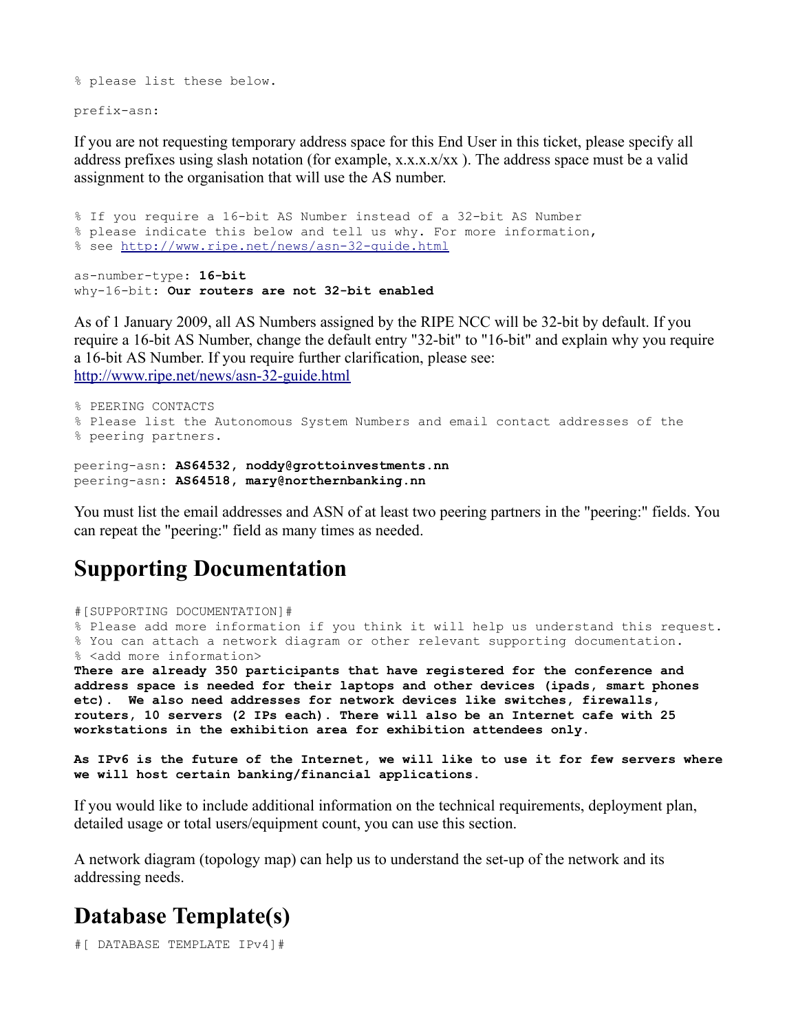```
% please list these below.

prefix-asn:
```

If you are not requesting temporary address space for this End User in this ticket, please specify all address prefixes using slash notation (for example, x.x.x.x/xx ). The address space must be a valid assignment to the organisation that will use the AS number.

```
% If you require a 16-bit AS Number instead of a 32-bit AS Number
% please indicate this below and tell us why. For more information,
% see http://www.ripe.net/news/asn-32-guide.html

as-number-type: 16-bit
why-16-bit: Our routers are not 32-bit enabled
```

As of 1 January 2009, all AS Numbers assigned by the RIPE NCC will be 32-bit by default. If you require a 16-bit AS Number, change the default entry "32-bit" to "16-bit" and explain why you require a 16-bit AS Number. If you require further clarification, please see: http://www.ripe.net/news/asn-32-guide.html

```
% PEERING CONTACTS
% Please list the Autonomous System Numbers and email contact addresses of the
% peering partners.

peering-asn: AS64532, noddy@grottoinvestments.nn
peering-asn: AS64518, mary@northernbanking.nn
```

You must list the email addresses and ASN of at least two peering partners in the "peering:" fields. You can repeat the "peering:" field as many times as needed.

# Supporting Documentation

```
#[SUPPORTING DOCUMENTATION]#
% Please add more information if you think it will help us understand this request.
% You can attach a network diagram or other relevant supporting documentation.
% <add more information>
There are already 350 participants that have registered for the conference and
address space is needed for their laptops and other devices (ipads, smart phones
etc).  We also need addresses for network devices like switches, firewalls,
routers, 10 servers (2 IPs each). There will also be an Internet cafe with 25
workstations in the exhibition area for exhibition attendees only.

As IPv6 is the future of the Internet, we will like to use it for few servers where
we will host certain banking/financial applications.
```

If you would like to include additional information on the technical requirements, deployment plan, detailed usage or total users/equipment count, you can use this section.

A network diagram (topology map) can help us to understand the set-up of the network and its addressing needs.

# Database Template(s)

```
#[ DATABASE TEMPLATE IPv4]#
```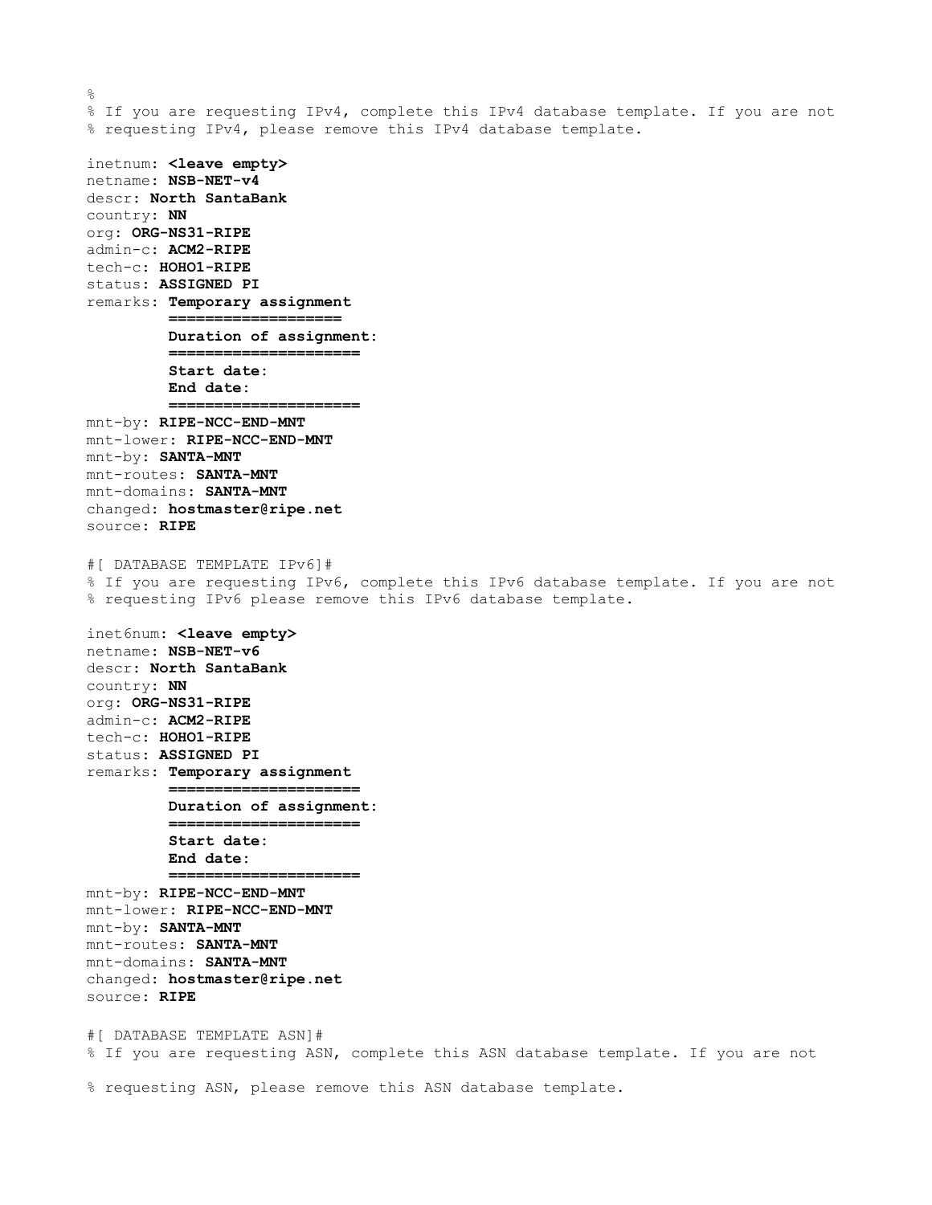```
%
% If you are requesting IPv4, complete this IPv4 database template. If you are not
% requesting IPv4, please remove this IPv4 database template.

inetnum: <leave empty>
netname: NSB-NET-v4
descr: North SantaBank
country: NN
org: ORG-NS31-RIPE
admin-c: ACM2-RIPE
tech-c: HOHO1-RIPE
status: ASSIGNED PI
remarks: Temporary assignment
         ===================
         Duration of assignment:
         =====================
         Start date:
         End date:
         =====================
mnt-by: RIPE-NCC-END-MNT
mnt-lower: RIPE-NCC-END-MNT
mnt-by: SANTA-MNT
mnt-routes: SANTA-MNT
mnt-domains: SANTA-MNT
changed: hostmaster@ripe.net
source: RIPE

#[ DATABASE TEMPLATE IPv6]#
% If you are requesting IPv6, complete this IPv6 database template. If you are not
% requesting IPv6 please remove this IPv6 database template.

inet6num: <leave empty>
netname: NSB-NET-v6
descr: North SantaBank
country: NN
org: ORG-NS31-RIPE
admin-c: ACM2-RIPE
tech-c: HOHO1-RIPE
status: ASSIGNED PI
remarks: Temporary assignment
         =====================
         Duration of assignment:
         =====================
         Start date:
         End date:
         =====================
mnt-by: RIPE-NCC-END-MNT
mnt-lower: RIPE-NCC-END-MNT
mnt-by: SANTA-MNT
mnt-routes: SANTA-MNT
mnt-domains: SANTA-MNT
changed: hostmaster@ripe.net
source: RIPE

#[ DATABASE TEMPLATE ASN]#
% If you are requesting ASN, complete this ASN database template. If you are not

% requesting ASN, please remove this ASN database template.
```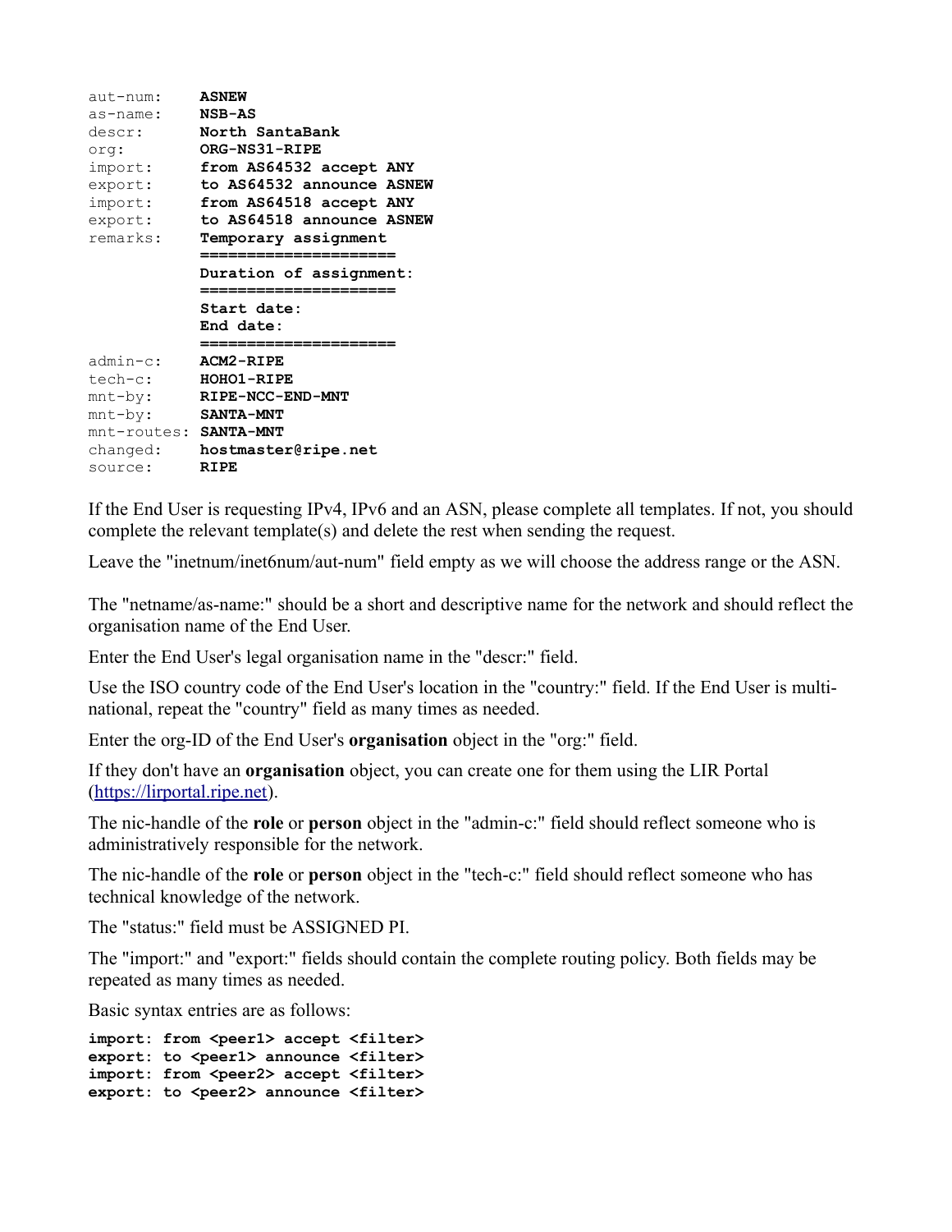```
aut-num:     ASNEW
as-name:     NSB-AS
descr:       North SantaBank
org:         ORG-NS31-RIPE
import:      from AS64532 accept ANY
export:      to AS64532 announce ASNEW
import:      from AS64518 accept ANY
export:      to AS64518 announce ASNEW
remarks:     Temporary assignment
             =====================
             Duration of assignment:
             =====================
             Start date:
             End date:
             =====================
admin-c:     ACM2-RIPE
tech-c:      HOHO1-RIPE
mnt-by:      RIPE-NCC-END-MNT
mnt-by:      SANTA-MNT
mnt-routes:  SANTA-MNT
changed:     hostmaster@ripe.net
source:      RIPE
```

If the End User is requesting IPv4, IPv6 and an ASN, please complete all templates. If not, you should complete the relevant template(s) and delete the rest when sending the request.

Leave the "inetnum/inet6num/aut-num" field empty as we will choose the address range or the ASN.

The "netname/as-name:" should be a short and descriptive name for the network and should reflect the organisation name of the End User.

Enter the End User's legal organisation name in the "descr:" field.

Use the ISO country code of the End User's location in the "country:" field. If the End User is multi-national, repeat the "country" field as many times as needed.

Enter the org-ID of the End User's **organisation** object in the "org:" field.

If they don't have an **organisation** object, you can create one for them using the LIR Portal ([https://lirportal.ripe.net](https://lirportal.ripe.net)).

The nic-handle of the **role** or **person** object in the "admin-c:" field should reflect someone who is administratively responsible for the network.

The nic-handle of the **role** or **person** object in the "tech-c:" field should reflect someone who has technical knowledge of the network.

The "status:" field must be ASSIGNED PI.

The "import:" and "export:" fields should contain the complete routing policy. Both fields may be repeated as many times as needed.

Basic syntax entries are as follows:

```
import: from <peer1> accept <filter>
export: to <peer1> announce <filter>
import: from <peer2> accept <filter>
export: to <peer2> announce <filter>
```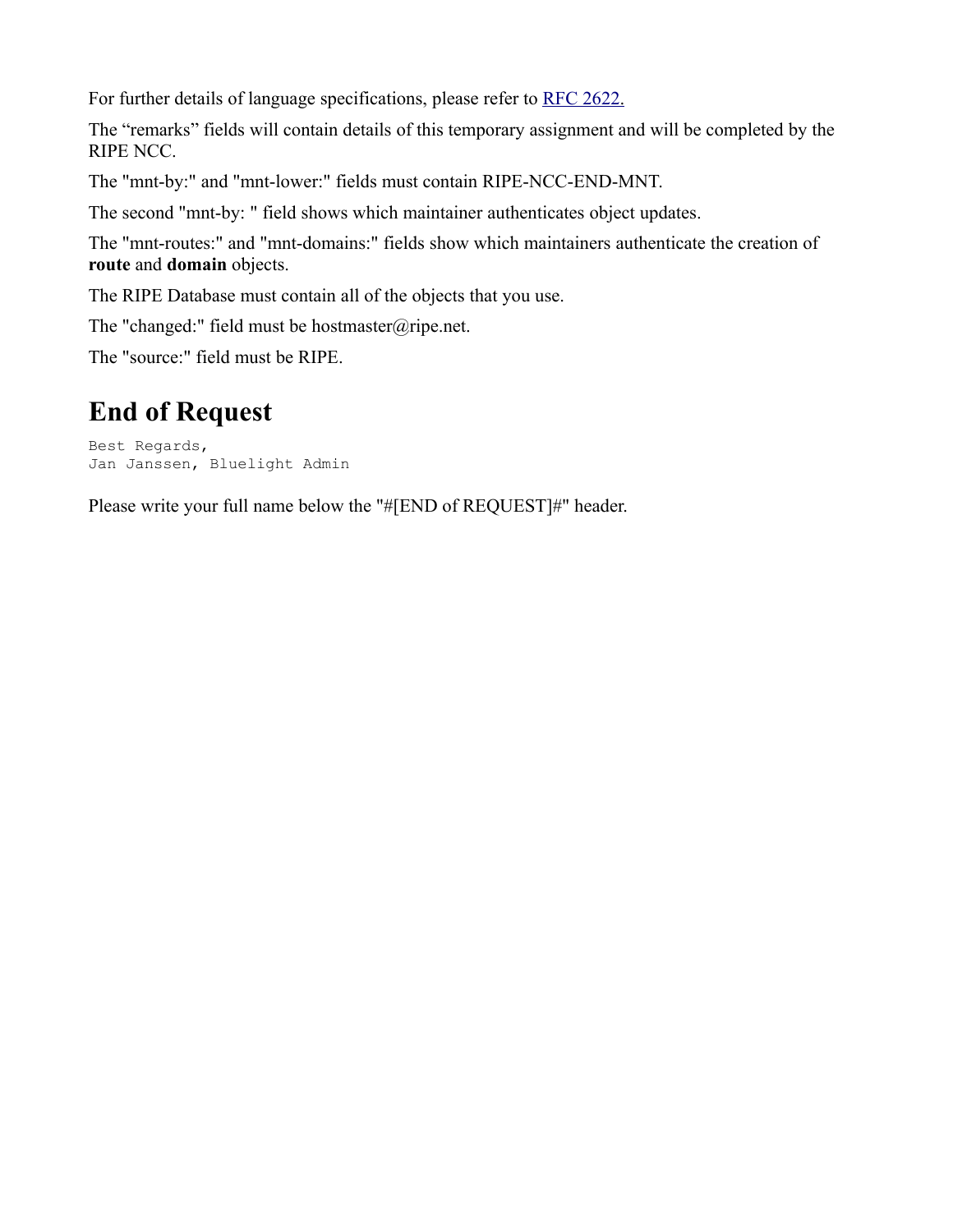For further details of language specifications, please refer to [RFC 2622.](RFC 2622.)

The “remarks” fields will contain details of this temporary assignment and will be completed by the RIPE NCC.

The "mnt-by:" and "mnt-lower:" fields must contain RIPE-NCC-END-MNT.

The second "mnt-by: " field shows which maintainer authenticates object updates.

The "mnt-routes:" and "mnt-domains:" fields show which maintainers authenticate the creation of **route** and **domain** objects.

The RIPE Database must contain all of the objects that you use.

The "changed:" field must be hostmaster@ripe.net.

The "source:" field must be RIPE.

# End of Request

```
Best Regards,
Jan Janssen, Bluelight Admin
```

Please write your full name below the "#[END of REQUEST]#" header.